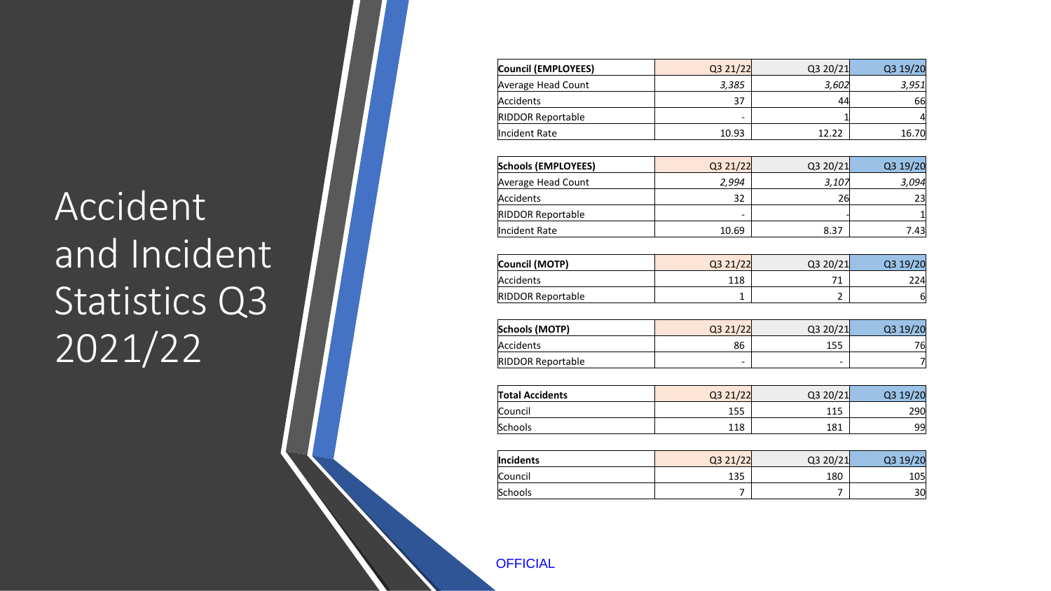# Accident and Incident Statistics Q3 2021/22

| Council (EMPLOYEES) | Q3 21/22 | Q3 20/21 | Q3 19/20 |
|---|---|---|---|
| Average Head Count | *3,385* | *3,602* | *3,951* |
| Accidents | 37 | 44 | 66 |
| RIDDOR Reportable | - | 1 | 4 |
| Incident Rate | 10.93 | 12.22 | 16.70 |

| Schools (EMPLOYEES) | Q3 21/22 | Q3 20/21 | Q3 19/20 |
|---|---|---|---|
| Average Head Count | *2,994* | *3,107* | *3,094* |
| Accidents | 32 | 26 | 23 |
| RIDDOR Reportable | - | - | 1 |
| Incident Rate | 10.69 | 8.37 | 7.43 |

| Council (MOTP) | Q3 21/22 | Q3 20/21 | Q3 19/20 |
|---|---|---|---|
| Accidents | 118 | 71 | 224 |
| RIDDOR Reportable | 1 | 2 | 6 |

| Schools (MOTP) | Q3 21/22 | Q3 20/21 | Q3 19/20 |
|---|---|---|---|
| Accidents | 86 | 155 | 76 |
| RIDDOR Reportable | - | - | 7 |

| Total Accidents | Q3 21/22 | Q3 20/21 | Q3 19/20 |
|---|---|---|---|
| Council | 155 | 115 | 290 |
| Schools | 118 | 181 | 99 |

| Incidents | Q3 21/22 | Q3 20/21 | Q3 19/20 |
|---|---|---|---|
| Council | 135 | 180 | 105 |
| Schools | 7 | 7 | 30 |

OFFICIAL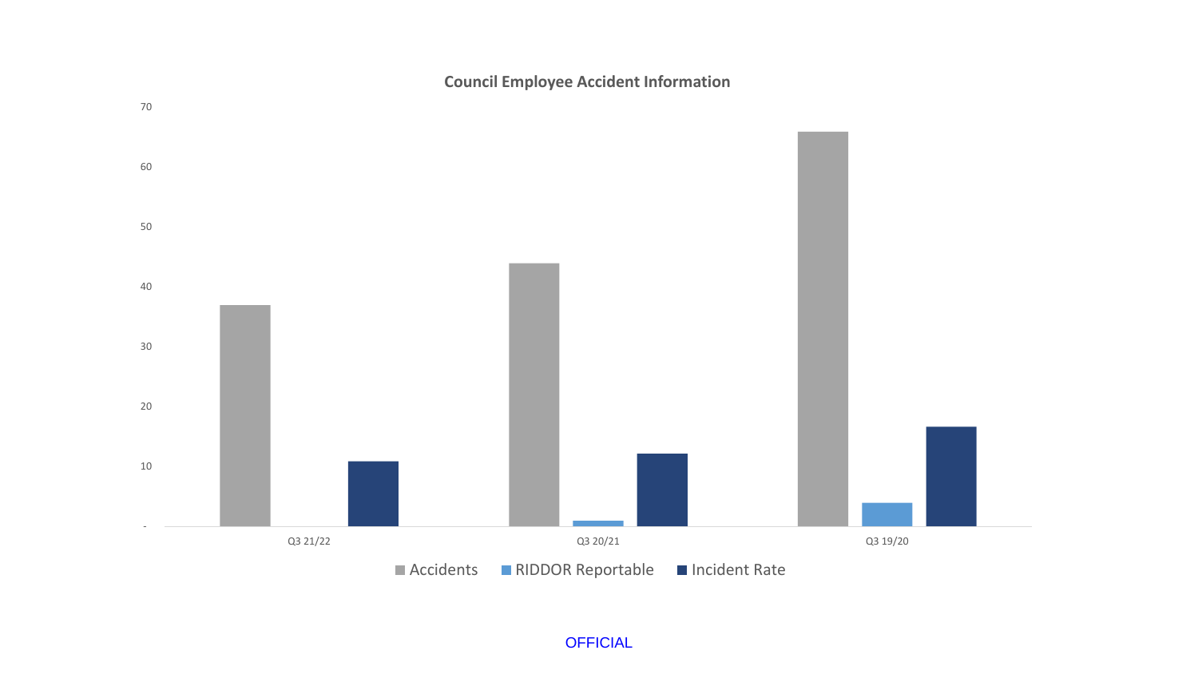**Council Employee Accident Information**

70

60

50

40

30

20

10

-

Q3 21/22 | Q3 20/21 | Q3 19/20

Accidents | RIDDOR Reportable | Incident Rate

OFFICIAL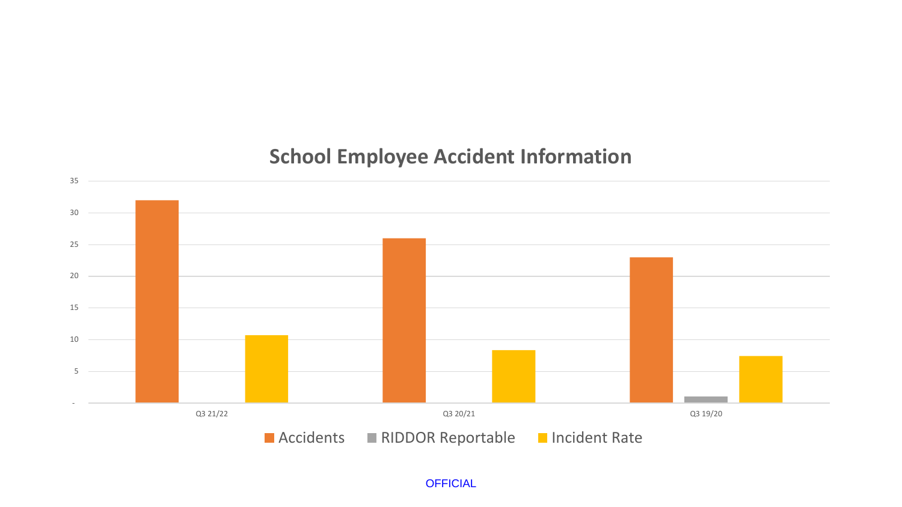## School Employee Accident Information

| | Accidents | RIDDOR Reportable | Incident Rate |
|---|---|---|---|
| Q3 21/22 | 32 | - | 10.7 |
| Q3 20/21 | 26 | - | 8.3 |
| Q3 19/20 | 23 | 1 | 7.4 |

OFFICIAL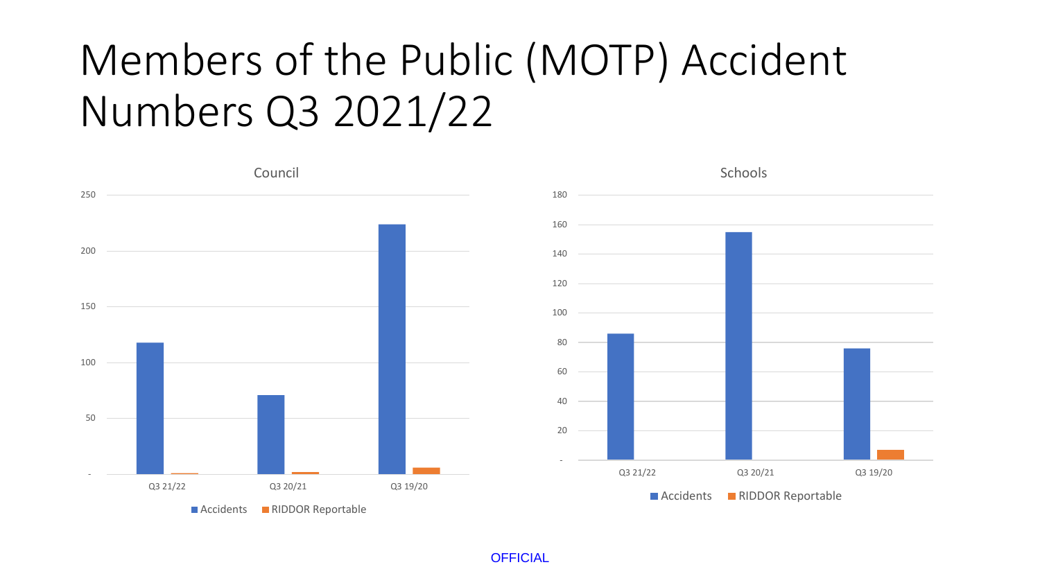# Members of the Public (MOTP) Accident Numbers Q3 2021/22

## Council

250

200

150

100

50

-

Q3 21/22 | Q3 20/21 | Q3 19/20

■ Accidents ■ RIDDOR Reportable

## Schools

180

160

140

120

100

80

60

40

20

-

Q3 21/22 | Q3 20/21 | Q3 19/20

■ Accidents ■ RIDDOR Reportable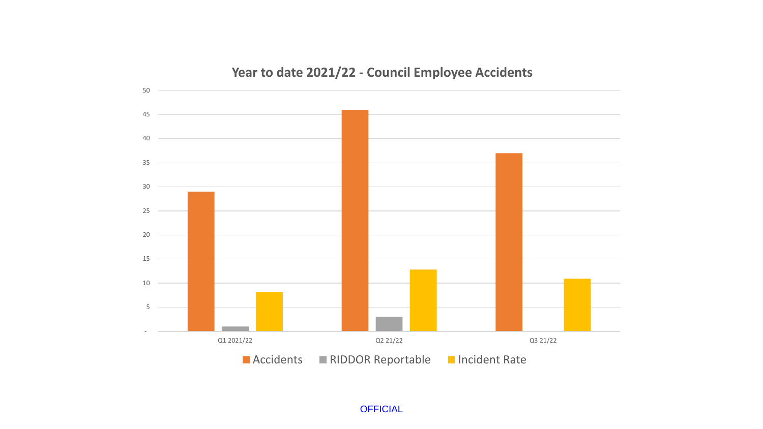## Year to date 2021/22 - Council Employee Accidents

50
45
40
35
30
25
20
15
10
5
-

Q1 2021/22 | Q2 21/22 | Q3 21/22

Accidents | RIDDOR Reportable | Incident Rate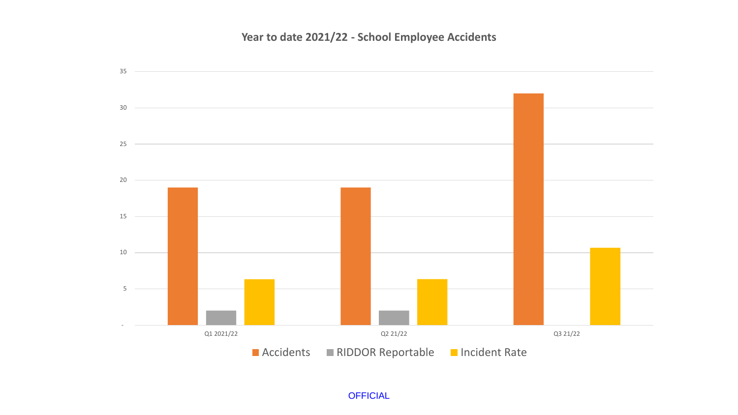## Year to date 2021/22 - School Employee Accidents

35

30

25

20

15

10

5

-

Q1 2021/22 | Q2 21/22 | Q3 21/22

■ Accidents ■ RIDDOR Reportable ■ Incident Rate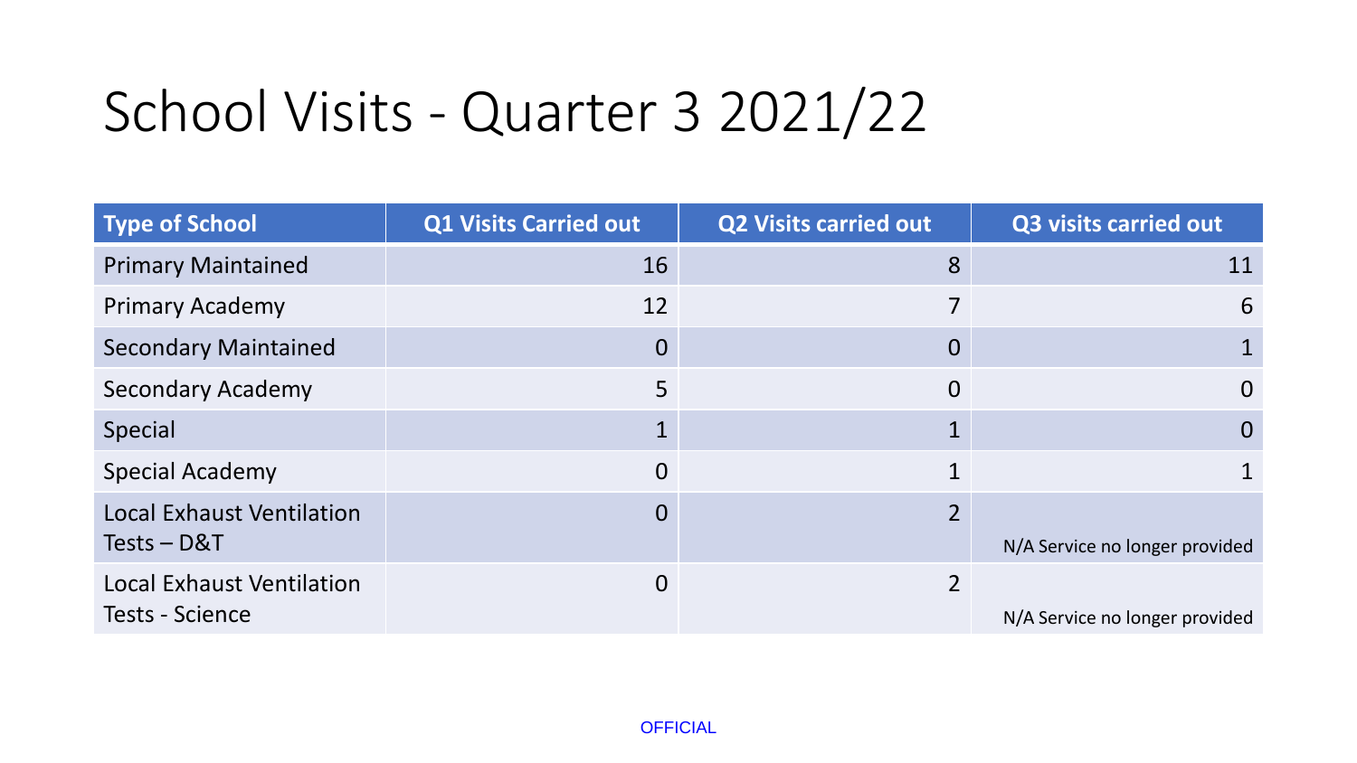# School Visits - Quarter 3 2021/22

| Type of School | Q1 Visits Carried out | Q2 Visits carried out | Q3 visits carried out |
|---|---|---|---|
| Primary Maintained | 16 | 8 | 11 |
| Primary Academy | 12 | 7 | 6 |
| Secondary Maintained | 0 | 0 | 1 |
| Secondary Academy | 5 | 0 | 0 |
| Special | 1 | 1 | 0 |
| Special Academy | 0 | 1 | 1 |
| Local Exhaust Ventilation Tests – D&T | 0 | 2 | N/A Service no longer provided |
| Local Exhaust Ventilation Tests - Science | 0 | 2 | N/A Service no longer provided |

OFFICIAL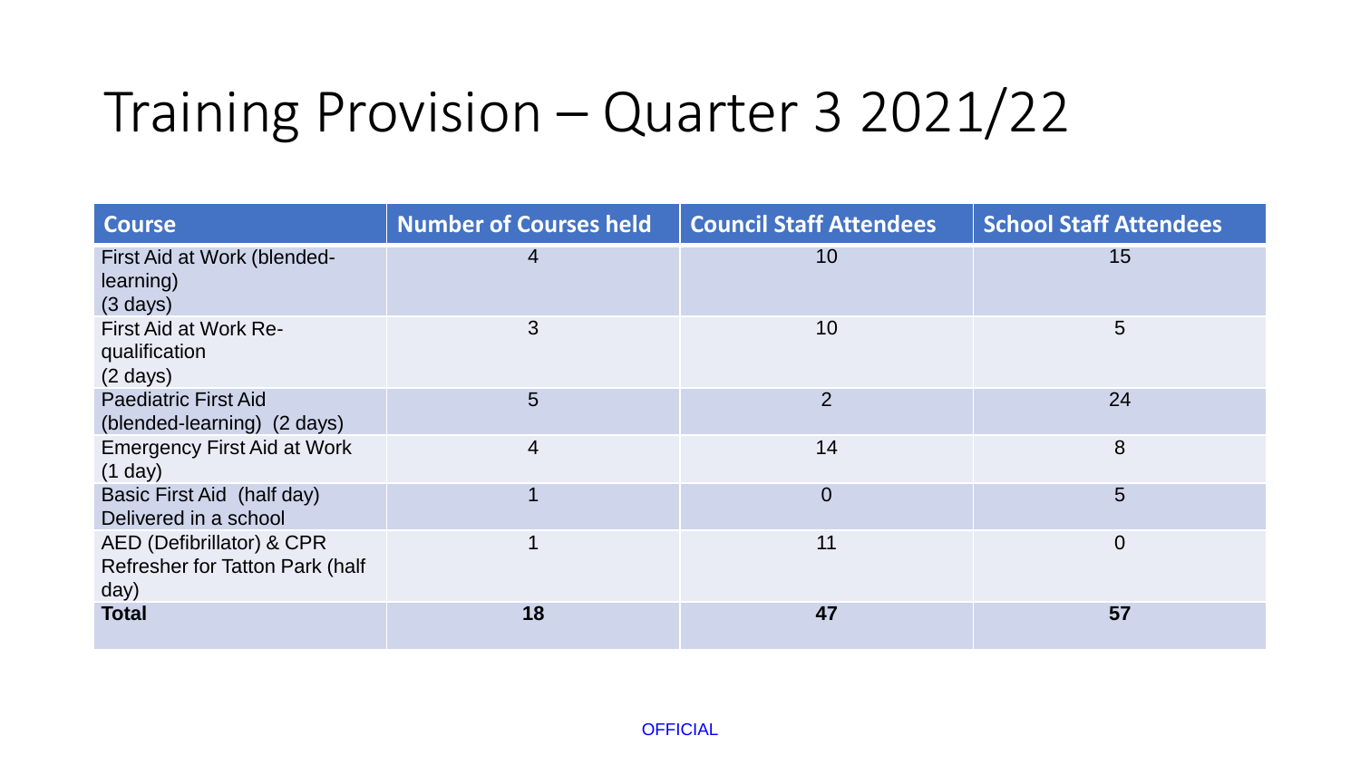# Training Provision – Quarter 3 2021/22

| Course | Number of Courses held | Council Staff Attendees | School Staff Attendees |
|---|---|---|---|
| First Aid at Work (blended-learning) (3 days) | 4 | 10 | 15 |
| First Aid at Work Re-qualification (2 days) | 3 | 10 | 5 |
| Paediatric First Aid (blended-learning) (2 days) | 5 | 2 | 24 |
| Emergency First Aid at Work (1 day) | 4 | 14 | 8 |
| Basic First Aid (half day) Delivered in a school | 1 | 0 | 5 |
| AED (Defibrillator) & CPR Refresher for Tatton Park (half day) | 1 | 11 | 0 |
| **Total** | **18** | **47** | **57** |

OFFICIAL